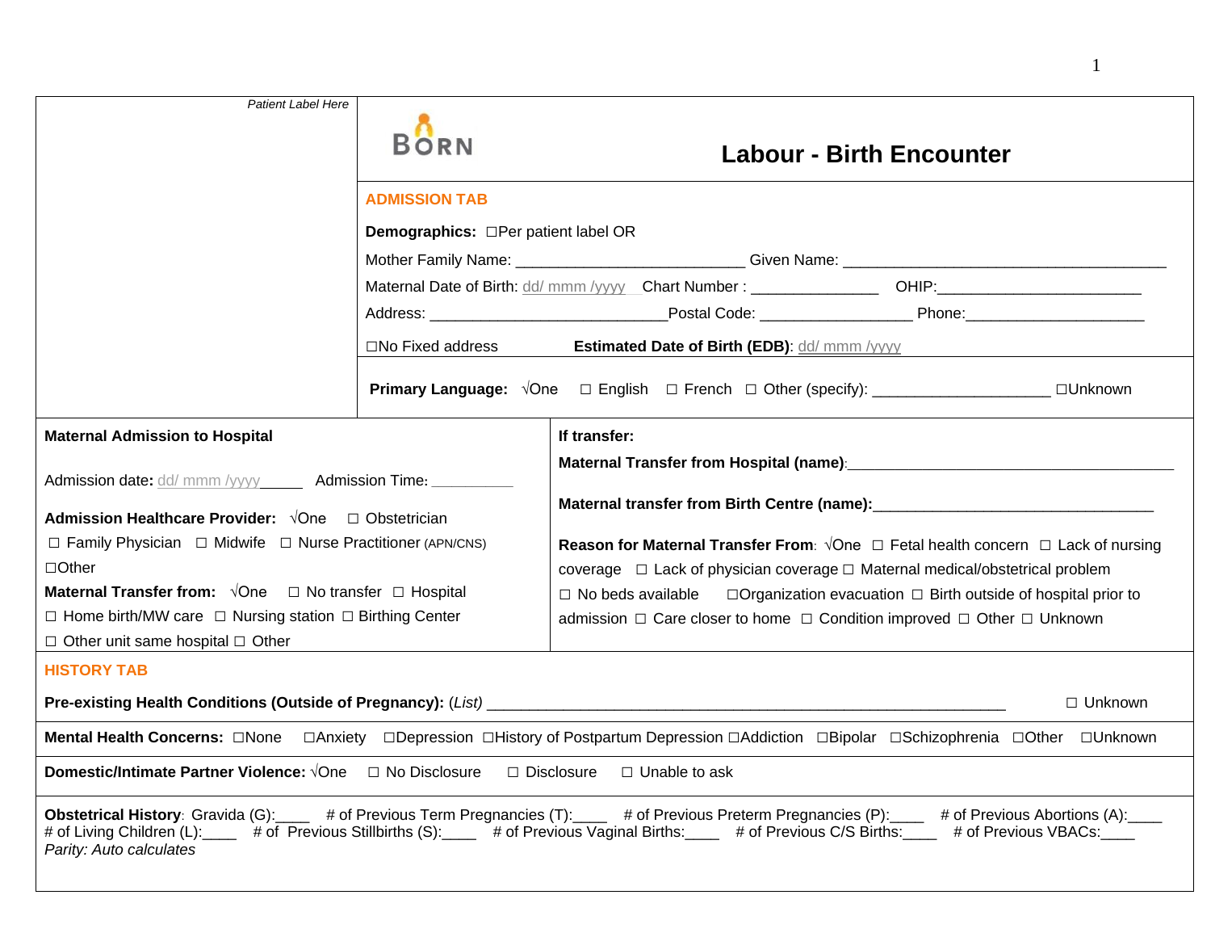*Patient Label Here*

BORN

# Labour - Birth Encounter

## ADMISSION TAB

**Demographics:** ☐Per patient label OR

Mother Family Name: __________________________ Given Name: _____________________________________

Maternal Date of Birth: dd/ mmm /yyyy Chart Number : _______________ OHIP:_______________________

Address: ___________________________Postal Code: _________________ Phone:____________________

☐No Fixed address **Estimated Date of Birth (EDB)**: dd/ mmm /yyyy

**Primary Language:** √One ☐ English ☐ French ☐ Other (specify): ___________________ ☐Unknown

**Maternal Admission to Hospital**

Admission date**:** dd/ mmm /yyyy_____ Admission Time: __________

**Admission Healthcare Provider:** √One ☐ Obstetrician ☐ Family Physician ☐ Midwife ☐ Nurse Practitioner (APN/CNS) ☐Other

**Maternal Transfer from:** √One ☐ No transfer ☐ Hospital ☐ Home birth/MW care ☐ Nursing station ☐ Birthing Center ☐ Other unit same hospital ☐ Other

**If transfer:**

**Maternal Transfer from Hospital (name)**:_________________________________________

**Maternal transfer from Birth Centre (name):**________________________________

**Reason for Maternal Transfer From**: √One ☐ Fetal health concern ☐ Lack of nursing coverage ☐ Lack of physician coverage ☐ Maternal medical/obstetrical problem ☐ No beds available ☐Organization evacuation ☐ Birth outside of hospital prior to admission ☐ Care closer to home ☐ Condition improved ☐ Other ☐ Unknown

## HISTORY TAB

**Pre-existing Health Conditions (Outside of Pregnancy):** (*List*) ______________________________________________________ ☐ Unknown

**Mental Health Concerns:** ☐None ☐Anxiety ☐Depression ☐History of Postpartum Depression ☐Addiction ☐Bipolar ☐Schizophrenia ☐Other ☐Unknown

**Domestic/Intimate Partner Violence:** √One ☐ No Disclosure ☐ Disclosure ☐ Unable to ask

**Obstetrical History**: Gravida (G):____ # of Previous Term Pregnancies (T):____ # of Previous Preterm Pregnancies (P):____ # of Previous Abortions (A):____ # of Living Children (L):____ # of Previous Stillbirths (S):____ # of Previous Vaginal Births:____ # of Previous C/S Births:____ # of Previous VBACs:____
*Parity: Auto calculates*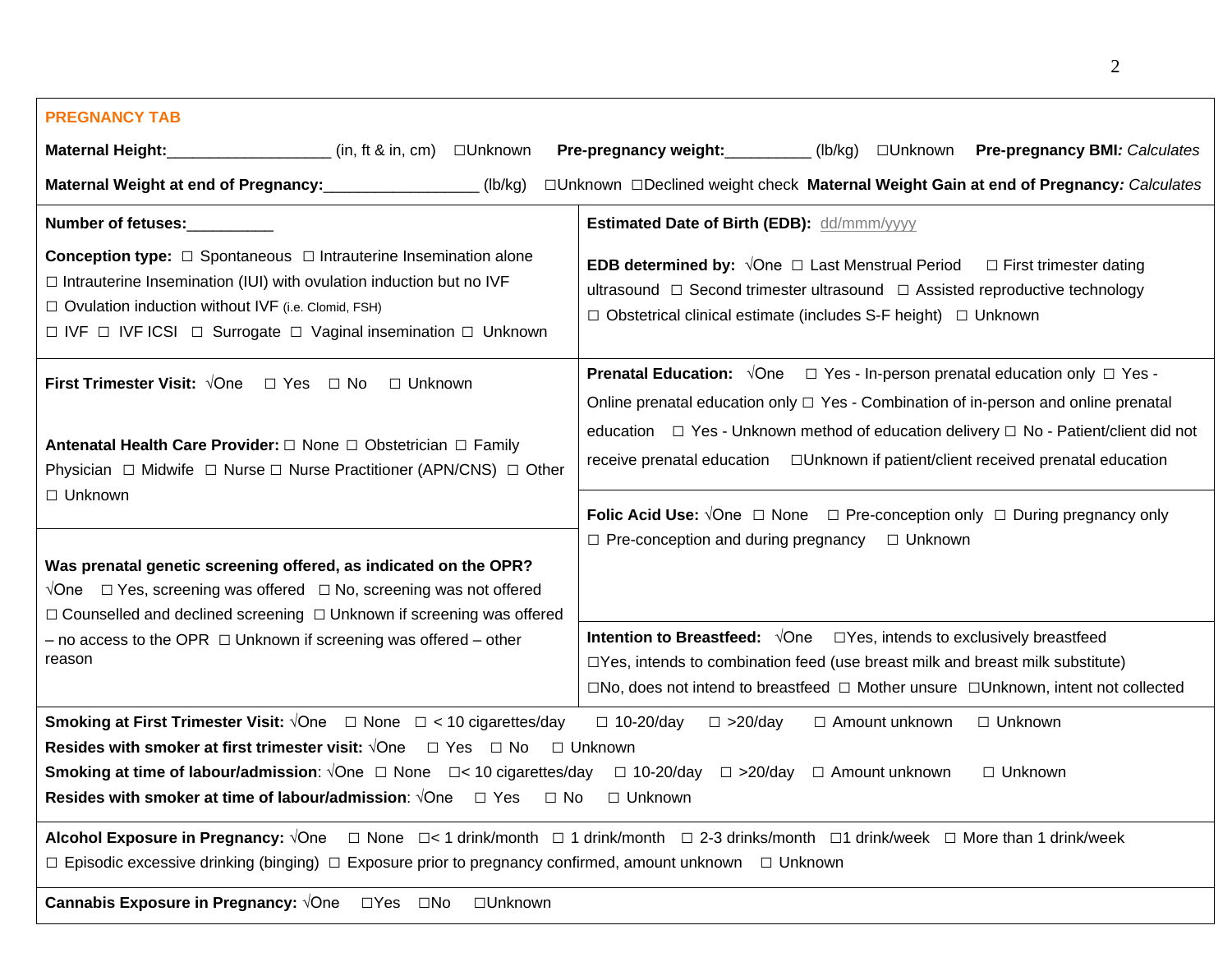## PREGNANCY TAB

**Maternal Height:**__________________ (in, ft & in, cm) ☐Unknown **Pre-pregnancy weight:**__________ (lb/kg) ☐Unknown **Pre-pregnancy BMI:** *Calculates*

**Maternal Weight at end of Pregnancy:**_________________ (lb/kg) ☐Unknown ☐Declined weight check **Maternal Weight Gain at end of Pregnancy:** *Calculates*

**Number of fetuses:**__________

**Conception type:** ☐ Spontaneous ☐ Intrauterine Insemination alone ☐ Intrauterine Insemination (IUI) with ovulation induction but no IVF ☐ Ovulation induction without IVF (i.e. Clomid, FSH) ☐ IVF ☐ IVF ICSI ☐ Surrogate ☐ Vaginal insemination ☐ Unknown

**Estimated Date of Birth (EDB):** dd/mmm/yyyy

**EDB determined by:** √One ☐ Last Menstrual Period ☐ First trimester dating ultrasound ☐ Second trimester ultrasound ☐ Assisted reproductive technology ☐ Obstetrical clinical estimate (includes S-F height) ☐ Unknown

**First Trimester Visit:** √One ☐ Yes ☐ No ☐ Unknown

**Antenatal Health Care Provider:** ☐ None ☐ Obstetrician ☐ Family Physician ☐ Midwife ☐ Nurse ☐ Nurse Practitioner (APN/CNS) ☐ Other ☐ Unknown

**Prenatal Education:** √One ☐ Yes - In-person prenatal education only ☐ Yes - Online prenatal education only ☐ Yes - Combination of in-person and online prenatal education ☐ Yes - Unknown method of education delivery ☐ No - Patient/client did not receive prenatal education ☐Unknown if patient/client received prenatal education

**Was prenatal genetic screening offered, as indicated on the OPR?**
√One ☐ Yes, screening was offered ☐ No, screening was not offered ☐ Counselled and declined screening ☐ Unknown if screening was offered – no access to the OPR ☐ Unknown if screening was offered – other reason

**Folic Acid Use:** √One ☐ None ☐ Pre-conception only ☐ During pregnancy only ☐ Pre-conception and during pregnancy ☐ Unknown

**Intention to Breastfeed:** √One ☐Yes, intends to exclusively breastfeed ☐Yes, intends to combination feed (use breast milk and breast milk substitute) ☐No, does not intend to breastfeed ☐ Mother unsure ☐Unknown, intent not collected

**Smoking at First Trimester Visit:** √One ☐ None ☐ < 10 cigarettes/day ☐ 10-20/day ☐ >20/day ☐ Amount unknown ☐ Unknown
**Resides with smoker at first trimester visit:** √One ☐ Yes ☐ No ☐ Unknown
**Smoking at time of labour/admission**: √One ☐ None ☐< 10 cigarettes/day ☐ 10-20/day ☐ >20/day ☐ Amount unknown ☐ Unknown
**Resides with smoker at time of labour/admission**: √One ☐ Yes ☐ No ☐ Unknown

**Alcohol Exposure in Pregnancy:** √One ☐ None ☐< 1 drink/month ☐ 1 drink/month ☐ 2-3 drinks/month ☐1 drink/week ☐ More than 1 drink/week ☐ Episodic excessive drinking (binging) ☐ Exposure prior to pregnancy confirmed, amount unknown ☐ Unknown

**Cannabis Exposure in Pregnancy:** √One ☐Yes ☐No ☐Unknown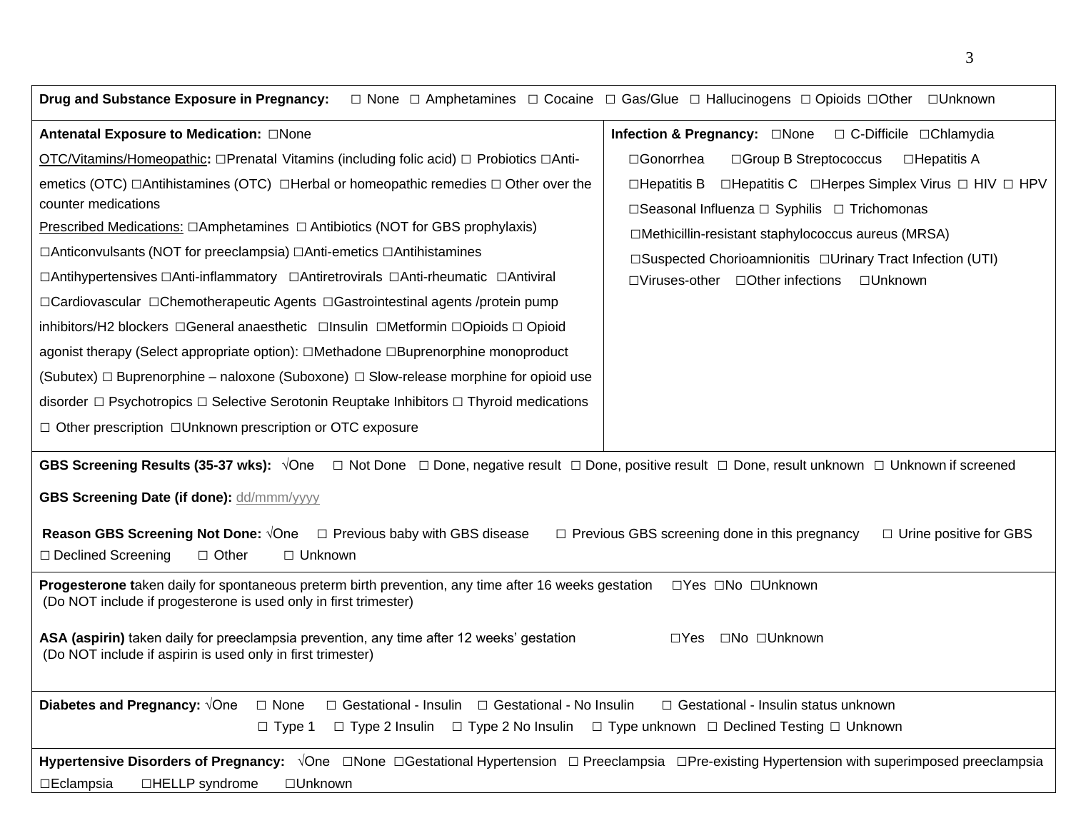**Drug and Substance Exposure in Pregnancy:** ☐ None ☐ Amphetamines ☐ Cocaine ☐ Gas/Glue ☐ Hallucinogens ☐ Opioids ☐Other ☐Unknown

**Antenatal Exposure to Medication:** ☐None

OTC/Vitamins/Homeopathic**:** ☐Prenatal Vitamins (including folic acid) ☐ Probiotics ☐Anti-emetics (OTC) ☐Antihistamines (OTC) ☐Herbal or homeopathic remedies ☐ Other over the counter medications

Prescribed Medications: ☐Amphetamines ☐ Antibiotics (NOT for GBS prophylaxis) ☐Anticonvulsants (NOT for preeclampsia) ☐Anti-emetics ☐Antihistamines ☐Antihypertensives ☐Anti-inflammatory ☐Antiretrovirals ☐Anti-rheumatic ☐Antiviral ☐Cardiovascular ☐Chemotherapeutic Agents ☐Gastrointestinal agents /protein pump inhibitors/H2 blockers ☐General anaesthetic ☐Insulin ☐Metformin ☐Opioids ☐ Opioid agonist therapy (Select appropriate option): ☐Methadone ☐Buprenorphine monoproduct (Subutex) ☐ Buprenorphine – naloxone (Suboxone) ☐ Slow-release morphine for opioid use disorder ☐ Psychotropics ☐ Selective Serotonin Reuptake Inhibitors ☐ Thyroid medications ☐ Other prescription ☐Unknown prescription or OTC exposure

**Infection & Pregnancy:** ☐None ☐ C-Difficile ☐Chlamydia ☐Gonorrhea ☐Group B Streptococcus ☐Hepatitis A ☐Hepatitis B ☐Hepatitis C ☐Herpes Simplex Virus ☐ HIV ☐ HPV ☐Seasonal Influenza ☐ Syphilis ☐ Trichomonas ☐Methicillin-resistant staphylococcus aureus (MRSA) ☐Suspected Chorioamnionitis ☐Urinary Tract Infection (UTI) ☐Viruses-other ☐Other infections ☐Unknown

**GBS Screening Results (35-37 wks):** √One ☐ Not Done ☐ Done, negative result ☐ Done, positive result ☐ Done, result unknown ☐ Unknown if screened

**GBS Screening Date (if done):** dd/mmm/yyyy

**Reason GBS Screening Not Done:** √One ☐ Previous baby with GBS disease ☐ Previous GBS screening done in this pregnancy ☐ Urine positive for GBS ☐ Declined Screening ☐ Other ☐ Unknown

**Progesterone t**aken daily for spontaneous preterm birth prevention, any time after 16 weeks gestation ☐Yes ☐No ☐Unknown
(Do NOT include if progesterone is used only in first trimester)

**ASA (aspirin)** taken daily for preeclampsia prevention, any time after 12 weeks' gestation ☐Yes ☐No ☐Unknown
(Do NOT include if aspirin is used only in first trimester)

**Diabetes and Pregnancy:** √One ☐ None ☐ Gestational - Insulin ☐ Gestational - No Insulin ☐ Gestational - Insulin status unknown ☐ Type 1 ☐ Type 2 Insulin ☐ Type 2 No Insulin ☐ Type unknown ☐ Declined Testing ☐ Unknown

**Hypertensive Disorders of Pregnancy:** √One ☐None ☐Gestational Hypertension ☐ Preeclampsia ☐Pre-existing Hypertension with superimposed preeclampsia ☐Eclampsia ☐HELLP syndrome ☐Unknown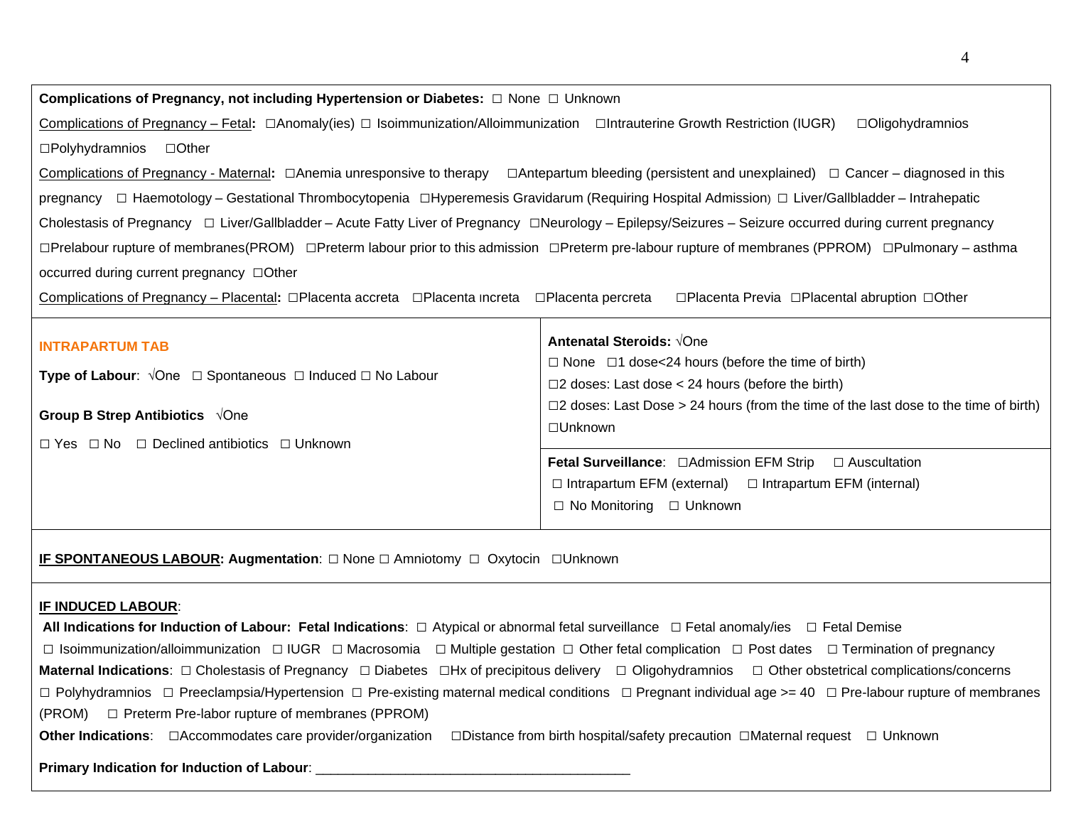**Complications of Pregnancy, not including Hypertension or Diabetes:** ☐ None ☐ Unknown

Complications of Pregnancy – Fetal**:** ☐Anomaly(ies) ☐ Isoimmunization/Alloimmunization ☐Intrauterine Growth Restriction (IUGR) ☐Oligohydramnios ☐Polyhydramnios ☐Other

Complications of Pregnancy - Maternal**:** ☐Anemia unresponsive to therapy ☐Antepartum bleeding (persistent and unexplained) ☐ Cancer – diagnosed in this pregnancy ☐ Haemotology – Gestational Thrombocytopenia ☐Hyperemesis Gravidarum (Requiring Hospital Admission) ☐ Liver/Gallbladder – Intrahepatic Cholestasis of Pregnancy ☐ Liver/Gallbladder – Acute Fatty Liver of Pregnancy ☐Neurology – Epilepsy/Seizures – Seizure occurred during current pregnancy ☐Prelabour rupture of membranes(PROM) ☐Preterm labour prior to this admission ☐Preterm pre-labour rupture of membranes (PPROM) ☐Pulmonary – asthma occurred during current pregnancy ☐Other

Complications of Pregnancy – Placental**:** ☐Placenta accreta ☐Placenta increta ☐Placenta percreta ☐Placenta Previa ☐Placental abruption ☐Other

**INTRAPARTUM TAB**

**Type of Labour**: √One ☐ Spontaneous ☐ Induced ☐ No Labour

**Group B Strep Antibiotics** √One

☐ Yes ☐ No ☐ Declined antibiotics ☐ Unknown

**Antenatal Steroids:** √One

☐ None ☐1 dose<24 hours (before the time of birth)

☐2 doses: Last dose < 24 hours (before the birth)

☐2 doses: Last Dose > 24 hours (from the time of the last dose to the time of birth)

☐Unknown

**Fetal Surveillance**: ☐Admission EFM Strip ☐ Auscultation ☐ Intrapartum EFM (external) ☐ Intrapartum EFM (internal) ☐ No Monitoring ☐ Unknown

**IF SPONTANEOUS LABOUR: Augmentation**: ☐ None ☐ Amniotomy ☐ Oxytocin ☐Unknown

**IF INDUCED LABOUR**:

**All Indications for Induction of Labour: Fetal Indications**: ☐ Atypical or abnormal fetal surveillance ☐ Fetal anomaly/ies ☐ Fetal Demise ☐ Isoimmunization/alloimmunization ☐ IUGR ☐ Macrosomia ☐ Multiple gestation ☐ Other fetal complication ☐ Post dates ☐ Termination of pregnancy

**Maternal Indications**: ☐ Cholestasis of Pregnancy ☐ Diabetes ☐Hx of precipitous delivery ☐ Oligohydramnios ☐ Other obstetrical complications/concerns ☐ Polyhydramnios ☐ Preeclampsia/Hypertension ☐ Pre-existing maternal medical conditions ☐ Pregnant individual age >= 40 ☐ Pre-labour rupture of membranes (PROM) ☐ Preterm Pre-labor rupture of membranes (PPROM)

**Other Indications**: ☐Accommodates care provider/organization ☐Distance from birth hospital/safety precaution ☐Maternal request ☐ Unknown

**Primary Indication for Induction of Labour**: ________________________________________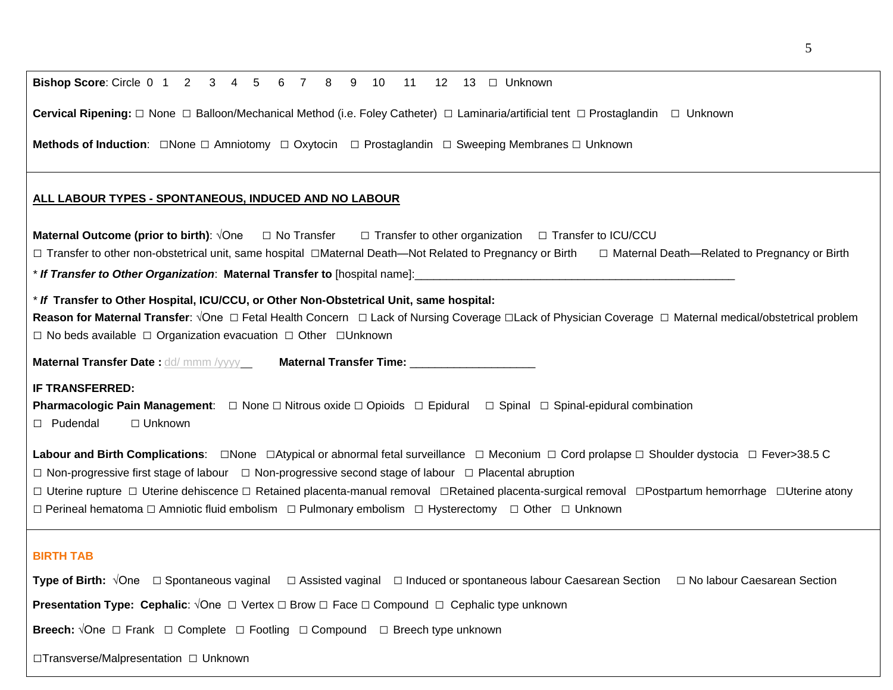**Bishop Score**: Circle 0 1 2 3 4 5 6 7 8 9 10 11 12 13 ☐ Unknown

**Cervical Ripening:** ☐ None ☐ Balloon/Mechanical Method (i.e. Foley Catheter) ☐ Laminaria/artificial tent ☐ Prostaglandin ☐ Unknown

**Methods of Induction**: ☐None ☐ Amniotomy ☐ Oxytocin ☐ Prostaglandin ☐ Sweeping Membranes ☐ Unknown

---

**ALL LABOUR TYPES - SPONTANEOUS, INDUCED AND NO LABOUR**

**Maternal Outcome (prior to birth)**: √One ☐ No Transfer ☐ Transfer to other organization ☐ Transfer to ICU/CCU
☐ Transfer to other non-obstetrical unit, same hospital ☐Maternal Death—Not Related to Pregnancy or Birth ☐ Maternal Death—Related to Pregnancy or Birth

* ***If Transfer to Other Organization***: **Maternal Transfer to** [hospital name]:_______________________________________________________

* ***If*** **Transfer to Other Hospital, ICU/CCU, or Other Non-Obstetrical Unit, same hospital:**
**Reason for Maternal Transfer**: √One ☐ Fetal Health Concern ☐ Lack of Nursing Coverage ☐Lack of Physician Coverage ☐ Maternal medical/obstetrical problem ☐ No beds available ☐ Organization evacuation ☐ Other ☐Unknown

**Maternal Transfer Date :** dd/ mmm /yyyy__ **Maternal Transfer Time:** ____________________

**IF TRANSFERRED:**
**Pharmacologic Pain Management**: ☐ None ☐ Nitrous oxide ☐ Opioids ☐ Epidural ☐ Spinal ☐ Spinal-epidural combination
☐ Pudendal ☐ Unknown

**Labour and Birth Complications**: ☐None ☐Atypical or abnormal fetal surveillance ☐ Meconium ☐ Cord prolapse ☐ Shoulder dystocia ☐ Fever>38.5 C
☐ Non-progressive first stage of labour ☐ Non-progressive second stage of labour ☐ Placental abruption
☐ Uterine rupture ☐ Uterine dehiscence ☐ Retained placenta-manual removal ☐Retained placenta-surgical removal ☐Postpartum hemorrhage ☐Uterine atony
☐ Perineal hematoma ☐ Amniotic fluid embolism ☐ Pulmonary embolism ☐ Hysterectomy ☐ Other ☐ Unknown

---

**BIRTH TAB**

**Type of Birth:** √One ☐ Spontaneous vaginal ☐ Assisted vaginal ☐ Induced or spontaneous labour Caesarean Section ☐ No labour Caesarean Section

**Presentation Type: Cephalic**: √One ☐ Vertex ☐ Brow ☐ Face ☐ Compound ☐ Cephalic type unknown

**Breech:** √One ☐ Frank ☐ Complete ☐ Footling ☐ Compound ☐ Breech type unknown

☐Transverse/Malpresentation ☐ Unknown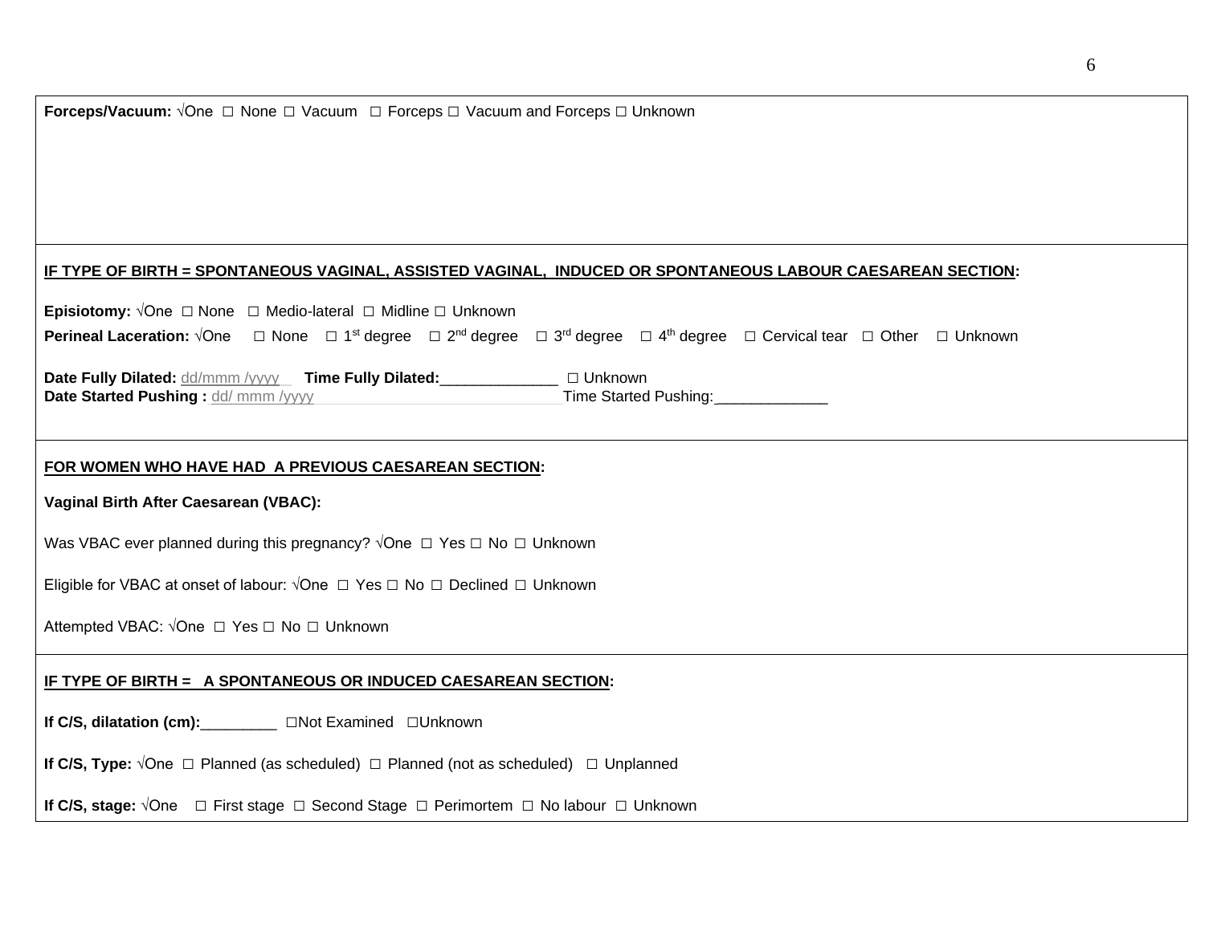**Forceps/Vacuum:** √One □ None □ Vacuum □ Forceps □ Vacuum and Forceps □ Unknown

---

**IF TYPE OF BIRTH = SPONTANEOUS VAGINAL, ASSISTED VAGINAL, INDUCED OR SPONTANEOUS LABOUR CAESAREAN SECTION:**

**Episiotomy:** √One □ None □ Medio-lateral □ Midline □ Unknown

**Perineal Laceration:** √One □ None □ 1st degree □ 2nd degree □ 3rd degree □ 4th degree □ Cervical tear □ Other □ Unknown

**Date Fully Dilated:** dd/mmm /yyyy **Time Fully Dilated:**______________ □ Unknown
**Date Started Pushing :** dd/ mmm /yyyy Time Started Pushing:______________

---

**FOR WOMEN WHO HAVE HAD A PREVIOUS CAESAREAN SECTION:**

**Vaginal Birth After Caesarean (VBAC):**

Was VBAC ever planned during this pregnancy? √One □ Yes □ No □ Unknown

Eligible for VBAC at onset of labour: √One □ Yes □ No □ Declined □ Unknown

Attempted VBAC: √One □ Yes □ No □ Unknown

---

**IF TYPE OF BIRTH = A SPONTANEOUS OR INDUCED CAESAREAN SECTION:**

**If C/S, dilatation (cm):**_________ □Not Examined □Unknown

**If C/S, Type:** √One □ Planned (as scheduled) □ Planned (not as scheduled) □ Unplanned

**If C/S, stage:** √One □ First stage □ Second Stage □ Perimortem □ No labour □ Unknown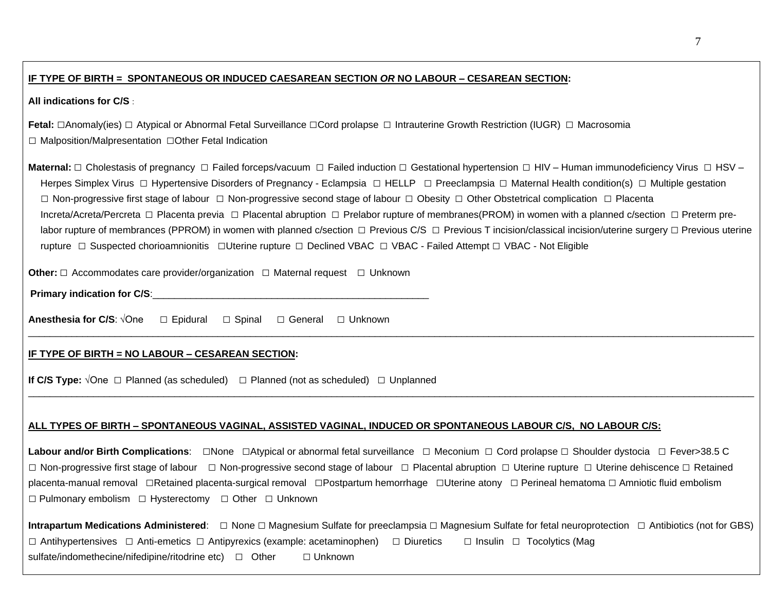**IF TYPE OF BIRTH = SPONTANEOUS OR INDUCED CAESAREAN SECTION *OR* NO LABOUR – CESAREAN SECTION:**

**All indications for C/S** :

**Fetal:** □Anomaly(ies) □ Atypical or Abnormal Fetal Surveillance □Cord prolapse □ Intrauterine Growth Restriction (IUGR) □ Macrosomia □ Malposition/Malpresentation □Other Fetal Indication

**Maternal:** □ Cholestasis of pregnancy □ Failed forceps/vacuum □ Failed induction □ Gestational hypertension □ HIV – Human immunodeficiency Virus □ HSV – Herpes Simplex Virus □ Hypertensive Disorders of Pregnancy - Eclampsia □ HELLP □ Preeclampsia □ Maternal Health condition(s) □ Multiple gestation □ Non-progressive first stage of labour □ Non-progressive second stage of labour □ Obesity □ Other Obstetrical complication □ Placenta Increta/Acreta/Percreta □ Placenta previa □ Placental abruption □ Prelabor rupture of membranes(PROM) in women with a planned c/section □ Preterm pre-labor rupture of membrances (PPROM) in women with planned c/section □ Previous C/S □ Previous T incision/classical incision/uterine surgery □ Previous uterine rupture □ Suspected chorioamnionitis □Uterine rupture □ Declined VBAC □ VBAC - Failed Attempt □ VBAC - Not Eligible

**Other:** □ Accommodates care provider/organization □ Maternal request □ Unknown

**Primary indication for C/S**:___________________________________________________

**Anesthesia for C/S**: √One □ Epidural □ Spinal □ General □ Unknown

---

**IF TYPE OF BIRTH = NO LABOUR – CESAREAN SECTION:**

**If C/S Type:** √One □ Planned (as scheduled) □ Planned (not as scheduled) □ Unplanned

---

**ALL TYPES OF BIRTH – SPONTANEOUS VAGINAL, ASSISTED VAGINAL, INDUCED OR SPONTANEOUS LABOUR C/S, NO LABOUR C/S:**

**Labour and/or Birth Complications**: □None □Atypical or abnormal fetal surveillance □ Meconium □ Cord prolapse □ Shoulder dystocia □ Fever>38.5 C □ Non-progressive first stage of labour □ Non-progressive second stage of labour □ Placental abruption □ Uterine rupture □ Uterine dehiscence □ Retained placenta-manual removal □Retained placenta-surgical removal □Postpartum hemorrhage □Uterine atony □ Perineal hematoma □ Amniotic fluid embolism □ Pulmonary embolism □ Hysterectomy □ Other □ Unknown

**Intrapartum Medications Administered**: □ None □ Magnesium Sulfate for preeclampsia □ Magnesium Sulfate for fetal neuroprotection □ Antibiotics (not for GBS) □ Antihypertensives □ Anti-emetics □ Antipyrexics (example: acetaminophen) □ Diuretics □ Insulin □ Tocolytics (Mag sulfate/indomethecine/nifedipine/ritodrine etc) □ Other □ Unknown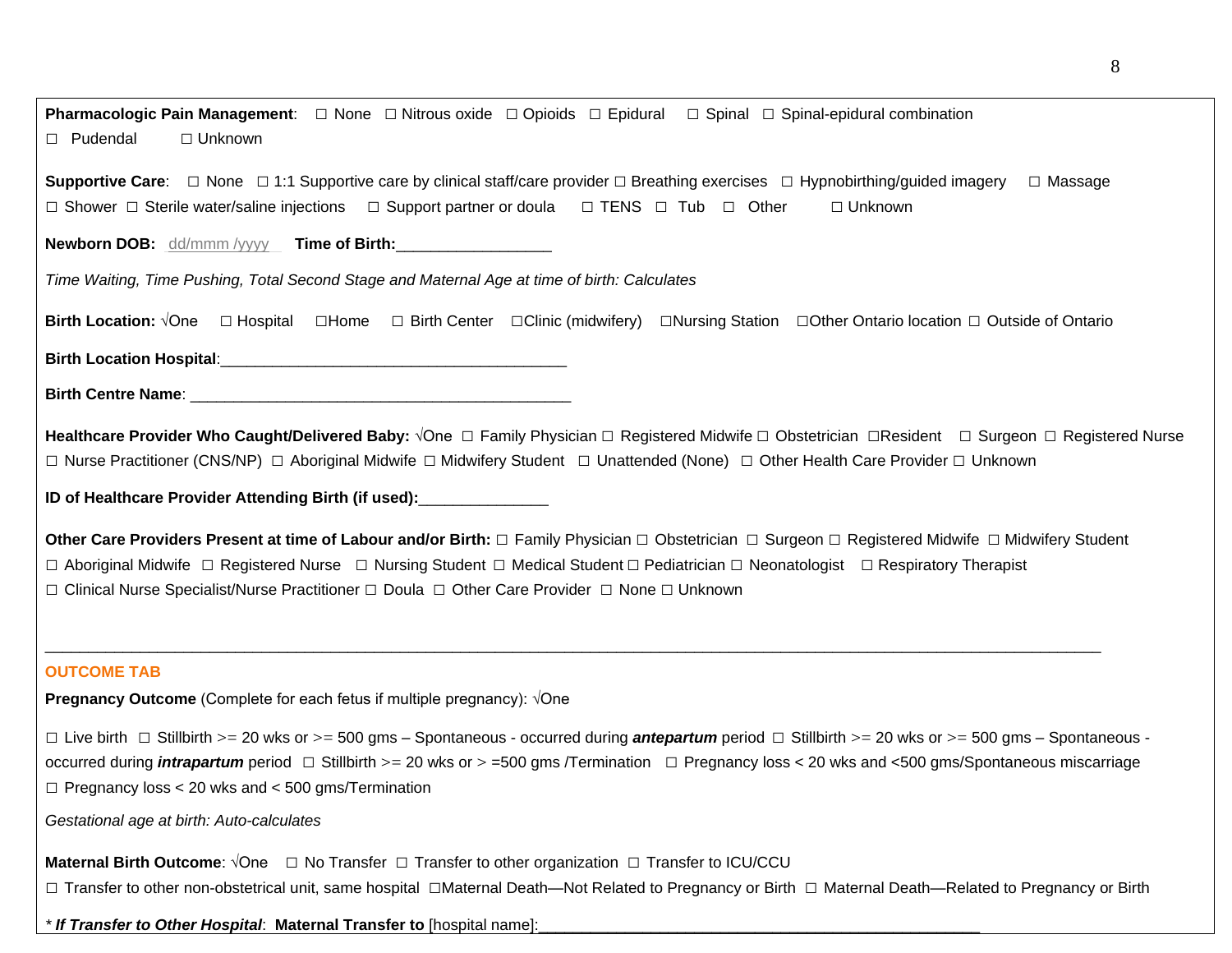**Pharmacologic Pain Management**: ☐ None ☐ Nitrous oxide ☐ Opioids ☐ Epidural ☐ Spinal ☐ Spinal-epidural combination ☐ Pudendal ☐ Unknown

**Supportive Care**: ☐ None ☐ 1:1 Supportive care by clinical staff/care provider ☐ Breathing exercises ☐ Hypnobirthing/guided imagery ☐ Massage ☐ Shower ☐ Sterile water/saline injections ☐ Support partner or doula ☐ TENS ☐ Tub ☐ Other ☐ Unknown

**Newborn DOB:** dd/mmm /yyyy **Time of Birth:**_________________

*Time Waiting, Time Pushing, Total Second Stage and Maternal Age at time of birth: Calculates*

**Birth Location:** √One ☐ Hospital ☐Home ☐ Birth Center ☐Clinic (midwifery) ☐Nursing Station ☐Other Ontario location ☐ Outside of Ontario

**Birth Location Hospital**:________________________________________

**Birth Centre Name**: ____________________________________________

**Healthcare Provider Who Caught/Delivered Baby:** √One ☐ Family Physician ☐ Registered Midwife ☐ Obstetrician ☐Resident ☐ Surgeon ☐ Registered Nurse ☐ Nurse Practitioner (CNS/NP) ☐ Aboriginal Midwife ☐ Midwifery Student ☐ Unattended (None) ☐ Other Health Care Provider ☐ Unknown

**ID of Healthcare Provider Attending Birth (if used):**_______________

**Other Care Providers Present at time of Labour and/or Birth:** ☐ Family Physician ☐ Obstetrician ☐ Surgeon ☐ Registered Midwife ☐ Midwifery Student ☐ Aboriginal Midwife ☐ Registered Nurse ☐ Nursing Student ☐ Medical Student ☐ Pediatrician ☐ Neonatologist ☐ Respiratory Therapist ☐ Clinical Nurse Specialist/Nurse Practitioner ☐ Doula ☐ Other Care Provider ☐ None ☐ Unknown

---

**OUTCOME TAB**

**Pregnancy Outcome** (Complete for each fetus if multiple pregnancy): √One

☐ Live birth ☐ Stillbirth >= 20 wks or >= 500 gms – Spontaneous - occurred during ***antepartum*** period ☐ Stillbirth >= 20 wks or >= 500 gms – Spontaneous - occurred during ***intrapartum*** period ☐ Stillbirth >= 20 wks or > =500 gms /Termination ☐ Pregnancy loss < 20 wks and <500 gms/Spontaneous miscarriage ☐ Pregnancy loss < 20 wks and < 500 gms/Termination

*Gestational age at birth: Auto-calculates*

**Maternal Birth Outcome**: √One ☐ No Transfer ☐ Transfer to other organization ☐ Transfer to ICU/CCU ☐ Transfer to other non-obstetrical unit, same hospital ☐Maternal Death—Not Related to Pregnancy or Birth ☐ Maternal Death—Related to Pregnancy or Birth

*\* **If Transfer to Other Hospital***: **Maternal Transfer to** [hospital name]:_____________________________________________________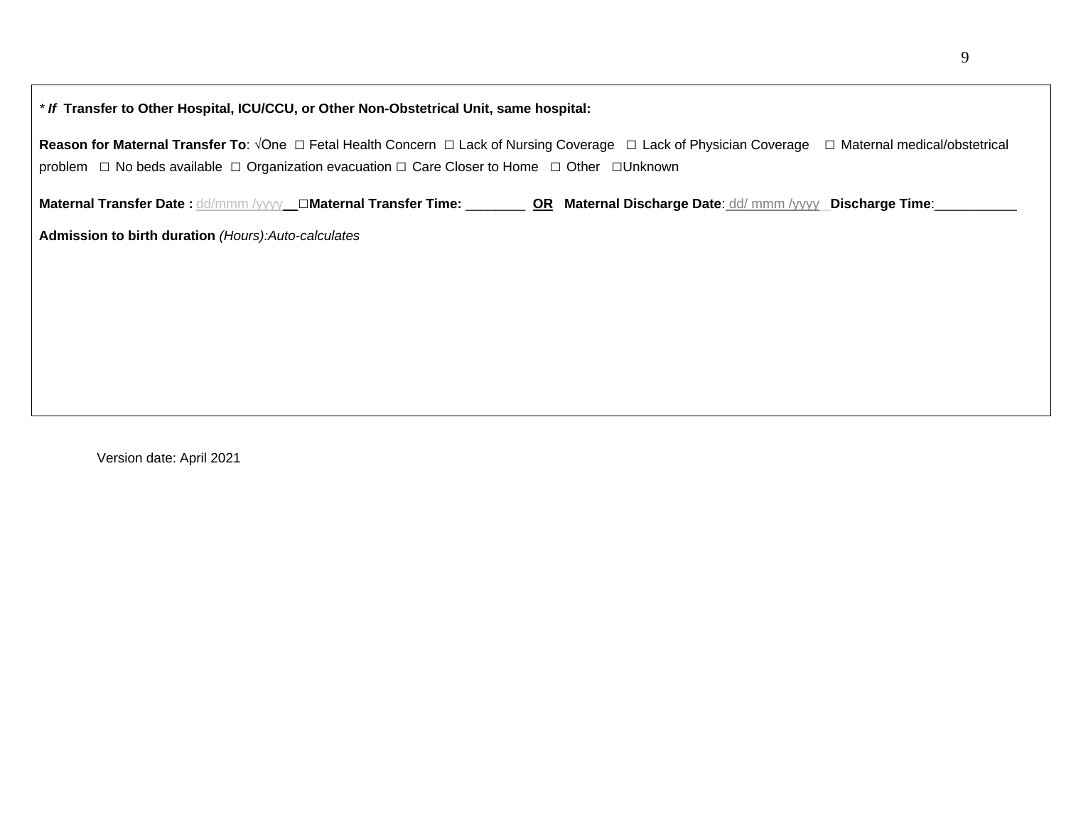\* ***If*** **Transfer to Other Hospital, ICU/CCU, or Other Non-Obstetrical Unit, same hospital:**

**Reason for Maternal Transfer To**: √One ☐ Fetal Health Concern ☐ Lack of Nursing Coverage ☐ Lack of Physician Coverage ☐ Maternal medical/obstetrical problem ☐ No beds available ☐ Organization evacuation ☐ Care Closer to Home ☐ Other ☐Unknown

**Maternal Transfer Date :** dd/mmm /yyyy__☐**Maternal Transfer Time:** ________ **OR** **Maternal Discharge Date**: dd/ mmm /yyyy **Discharge Time**:___________

**Admission to birth duration** *(Hours):Auto-calculates*

Version date: April 2021